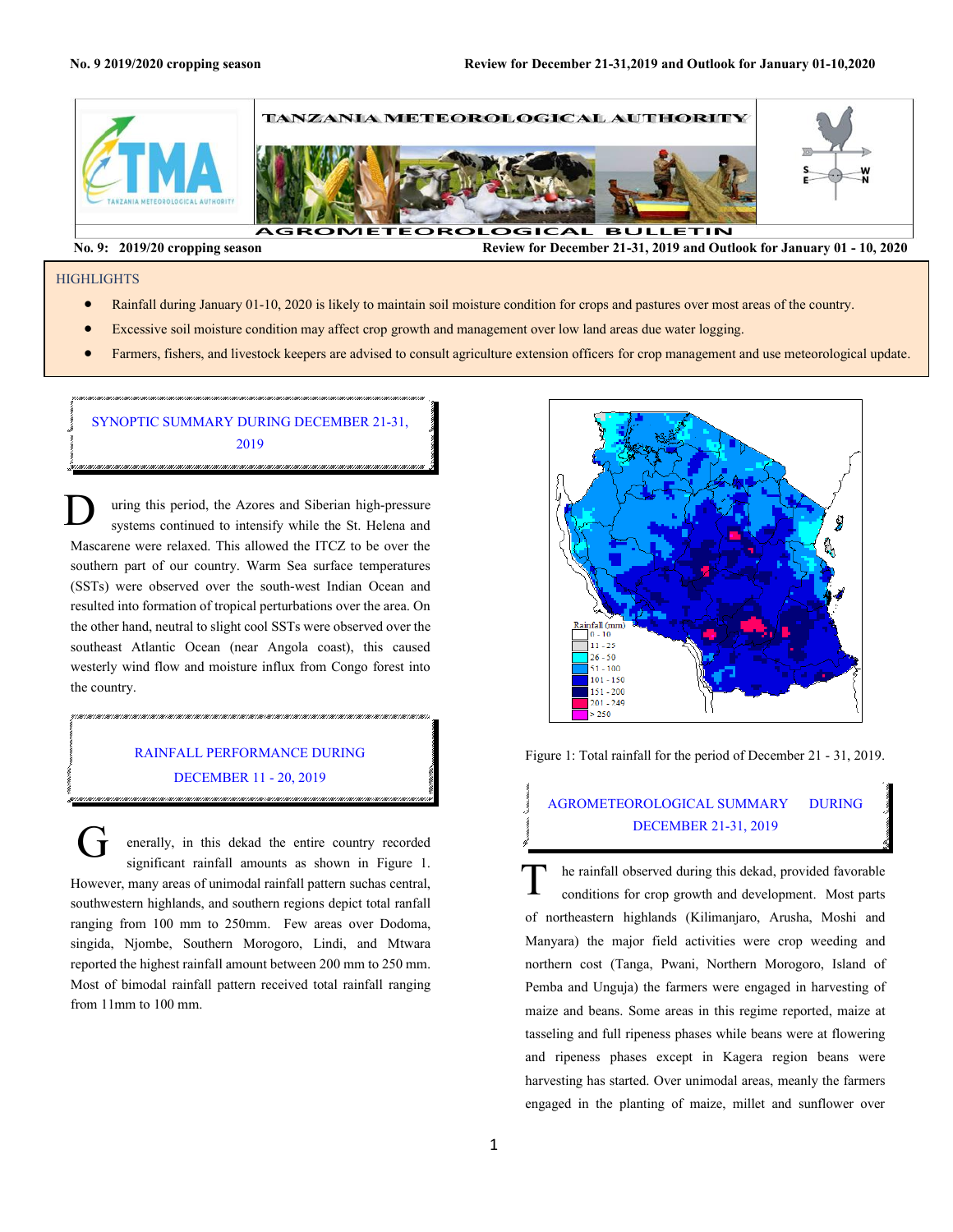**TANZANIA METEOROLOGICAL AUTHORITY**

**AGROMETEOROLOGICAL BULLETIN**

**No. 9: 2019/20 cropping season** **Review for December 21-31, 2019 and Outlook for January 01 - 10, 2020**

## HIGHLIGHTS

- Rainfall during January 01-10, 2020 is likely to maintain soil moisture condition for crops and pastures over most areas of the country.
- Excessive soil moisture condition may affect crop growth and management over low land areas due water logging.
- Farmers, fishers, and livestock keepers are advised to consult agriculture extension officers for crop management and use meteorological update.

## SYNOPTIC SUMMARY DURING DECEMBER 21-31, 2019

During this period, the Azores and Siberian high-pressure systems continued to intensify while the St. Helena and Mascarene were relaxed. This allowed the ITCZ to be over the southern part of our country. Warm Sea surface temperatures (SSTs) were observed over the south-west Indian Ocean and resulted into formation of tropical perturbations over the area. On the other hand, neutral to slight cool SSTs were observed over the southeast Atlantic Ocean (near Angola coast), this caused westerly wind flow and moisture influx from Congo forest into the country.

## RAINFALL PERFORMANCE DURING DECEMBER 11 - 20, 2019

Generally, in this dekad the entire country recorded significant rainfall amounts as shown in Figure 1. However, many areas of unimodal rainfall pattern suchas central, southwestern highlands, and southern regions depict total ranfall ranging from 100 mm to 250mm. Few areas over Dodoma, singida, Njombe, Southern Morogoro, Lindi, and Mtwara reported the highest rainfall amount between 200 mm to 250 mm. Most of bimodal rainfall pattern received total rainfall ranging from 11mm to 100 mm.

Rainfall (mm): 0 - 10; 11 - 25; 26 - 50; 51 - 100; 101 - 150; 151 - 200; 201 - 249; > 250

Figure 1: Total rainfall for the period of December 21 - 31, 2019.

## AGROMETEOROLOGICAL SUMMARY DURING DECEMBER 21-31, 2019

The rainfall observed during this dekad, provided favorable conditions for crop growth and development. Most parts of northeastern highlands (Kilimanjaro, Arusha, Moshi and Manyara) the major field activities were crop weeding and northern cost (Tanga, Pwani, Northern Morogoro, Island of Pemba and Unguja) the farmers were engaged in harvesting of maize and beans. Some areas in this regime reported, maize at tasseling and full ripeness phases while beans were at flowering and ripeness phases except in Kagera region beans were harvesting has started. Over unimodal areas, meanly the farmers engaged in the planting of maize, millet and sunflower over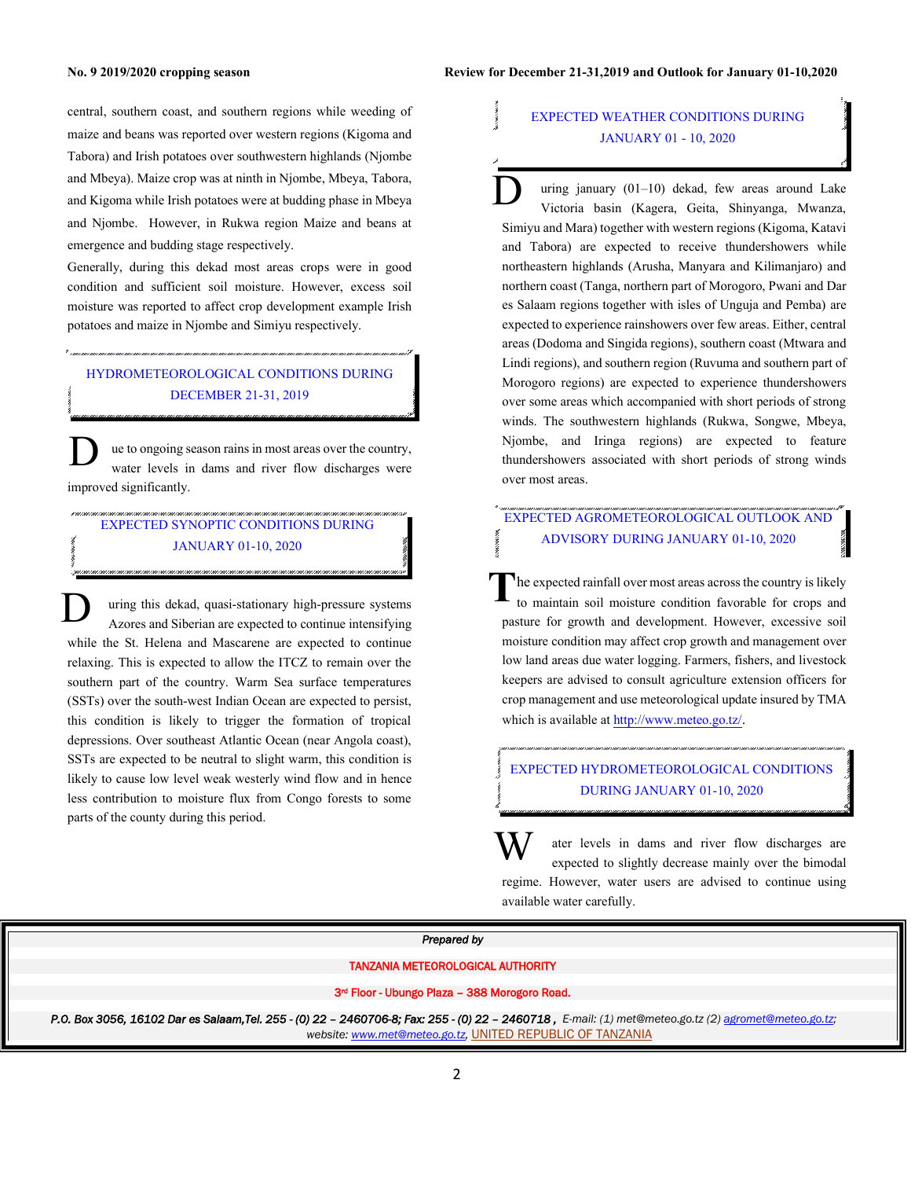central, southern coast, and southern regions while weeding of maize and beans was reported over western regions (Kigoma and Tabora) and Irish potatoes over southwestern highlands (Njombe and Mbeya). Maize crop was at ninth in Njombe, Mbeya, Tabora, and Kigoma while Irish potatoes were at budding phase in Mbeya and Njombe. However, in Rukwa region Maize and beans at emergence and budding stage respectively.

Generally, during this dekad most areas crops were in good condition and sufficient soil moisture. However, excess soil moisture was reported to affect crop development example Irish potatoes and maize in Njombe and Simiyu respectively.

## HYDROMETEOROLOGICAL CONDITIONS DURING DECEMBER 21-31, 2019

Due to ongoing season rains in most areas over the country, water levels in dams and river flow discharges were improved significantly.

## EXPECTED SYNOPTIC CONDITIONS DURING JANUARY 01-10, 2020

During this dekad, quasi-stationary high-pressure systems Azores and Siberian are expected to continue intensifying while the St. Helena and Mascarene are expected to continue relaxing. This is expected to allow the ITCZ to remain over the southern part of the country. Warm Sea surface temperatures (SSTs) over the south-west Indian Ocean are expected to persist, this condition is likely to trigger the formation of tropical depressions. Over southeast Atlantic Ocean (near Angola coast), SSTs are expected to be neutral to slight warm, this condition is likely to cause low level weak westerly wind flow and in hence less contribution to moisture flux from Congo forests to some parts of the county during this period.

## EXPECTED WEATHER CONDITIONS DURING JANUARY 01 - 10, 2020

During january (01–10) dekad, few areas around Lake Victoria basin (Kagera, Geita, Shinyanga, Mwanza, Simiyu and Mara) together with western regions (Kigoma, Katavi and Tabora) are expected to receive thundershowers while northeastern highlands (Arusha, Manyara and Kilimanjaro) and northern coast (Tanga, northern part of Morogoro, Pwani and Dar es Salaam regions together with isles of Unguja and Pemba) are expected to experience rainshowers over few areas. Either, central areas (Dodoma and Singida regions), southern coast (Mtwara and Lindi regions), and southern region (Ruvuma and southern part of Morogoro regions) are expected to experience thundershowers over some areas which accompanied with short periods of strong winds. The southwestern highlands (Rukwa, Songwe, Mbeya, Njombe, and Iringa regions) are expected to feature thundershowers associated with short periods of strong winds over most areas.

## EXPECTED AGROMETEOROLOGICAL OUTLOOK AND ADVISORY DURING JANUARY 01-10, 2020

The expected rainfall over most areas across the country is likely to maintain soil moisture condition favorable for crops and pasture for growth and development. However, excessive soil moisture condition may affect crop growth and management over low land areas due water logging. Farmers, fishers, and livestock keepers are advised to consult agriculture extension officers for crop management and use meteorological update insured by TMA which is available at http://www.meteo.go.tz/.

## EXPECTED HYDROMETEOROLOGICAL CONDITIONS DURING JANUARY 01-10, 2020

Water levels in dams and river flow discharges are expected to slightly decrease mainly over the bimodal regime. However, water users are advised to continue using available water carefully.

*Prepared by*

TANZANIA METEOROLOGICAL AUTHORITY

3rd Floor - Ubungo Plaza – 388 Morogoro Road.

*P.O. Box 3056, 16102 Dar es Salaam, Tel. 255 - (0) 22 – 2460706-8; Fax: 255 - (0) 22 – 2460718, E-mail: (1) met@meteo.go.tz (2) agromet@meteo.go.tz; website: www.met@meteo.go.tz, UNITED REPUBLIC OF TANZANIA*